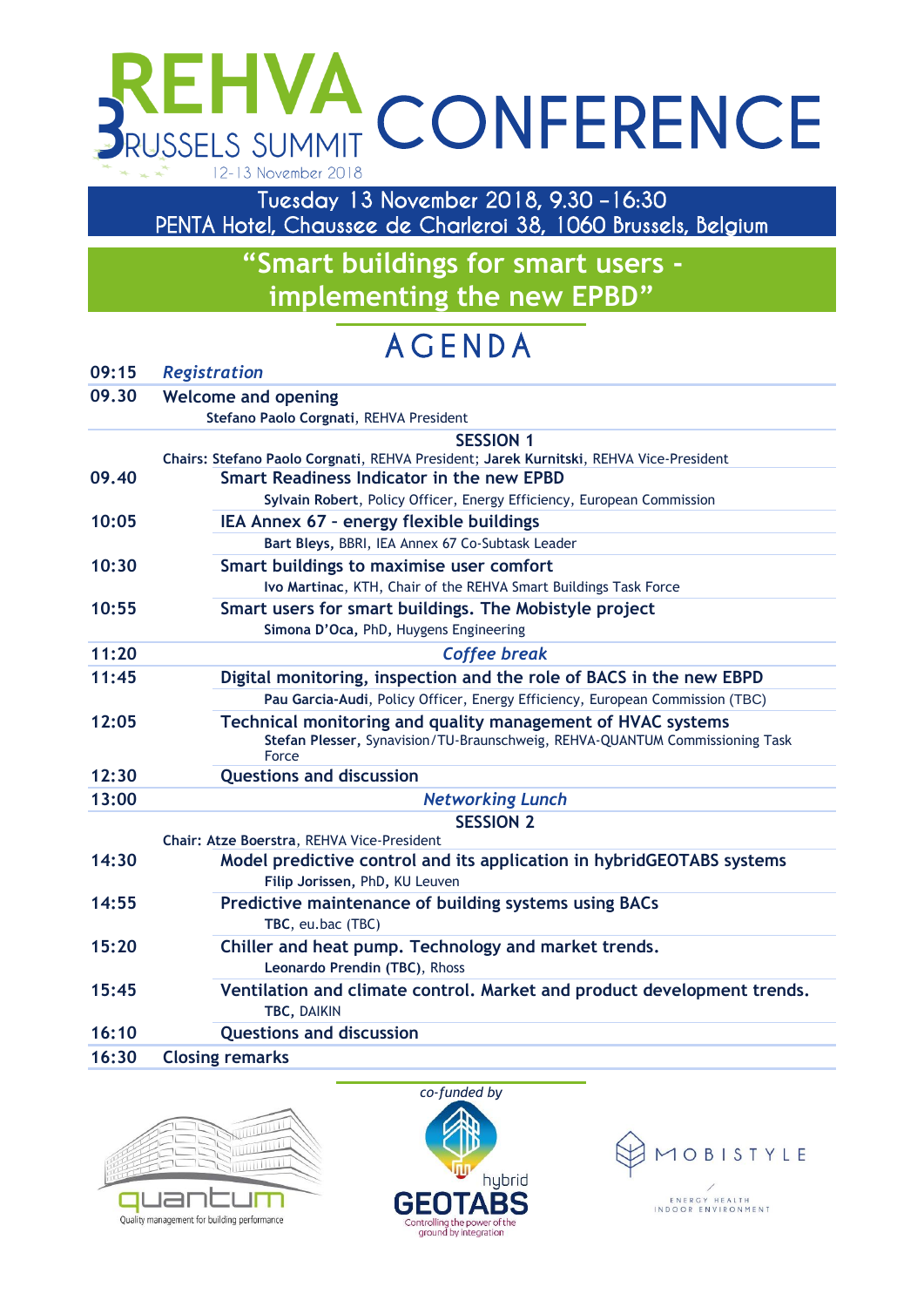# REHVA BRUSSELS SUMMIT CONFERENCE

12-13 November 2018

**Tuesday 13 November 2018, 9.30 –16:30**
**PENTA Hotel, Chaussee de Charleroi 38, 1060 Brussels, Belgium**

## "Smart buildings for smart users - implementing the new EPBD"

## AGENDA

| Time | Programme |
|---|---|
| **09:15** | ***Registration*** |
| **09.30** | **Welcome and opening**<br>**Stefano Paolo Corgnati**, REHVA President |
| | **SESSION 1**<br>**Chairs: Stefano Paolo Corgnati**, REHVA President; **Jarek Kurnitski**, REHVA Vice-President |
| **09.40** | **Smart Readiness Indicator in the new EPBD**<br>**Sylvain Robert**, Policy Officer, Energy Efficiency, European Commission |
| **10:05** | **IEA Annex 67 - energy flexible buildings**<br>**Bart Bleys**, BBRI, IEA Annex 67 Co-Subtask Leader |
| **10:30** | **Smart buildings to maximise user comfort**<br>**Ivo Martinac**, KTH, Chair of the REHVA Smart Buildings Task Force |
| **10:55** | **Smart users for smart buildings. The Mobistyle project**<br>**Simona D'Oca**, PhD, Huygens Engineering |
| **11:20** | ***Coffee break*** |
| **11:45** | **Digital monitoring, inspection and the role of BACS in the new EBPD**<br>**Pau Garcia-Audi**, Policy Officer, Energy Efficiency, European Commission (TBC) |
| **12:05** | **Technical monitoring and quality management of HVAC systems**<br>**Stefan Plesser**, Synavision/TU-Braunschweig, REHVA-QUANTUM Commissioning Task Force |
| **12:30** | **Questions and discussion** |
| **13:00** | ***Networking Lunch*** |
| | **SESSION 2**<br>**Chair: Atze Boerstra**, REHVA Vice-President |
| **14:30** | **Model predictive control and its application in hybridGEOTABS systems**<br>**Filip Jorissen**, PhD, KU Leuven |
| **14:55** | **Predictive maintenance of building systems using BACs**<br>**TBC**, eu.bac (TBC) |
| **15:20** | **Chiller and heat pump. Technology and market trends.**<br>**Leonardo Prendin (TBC)**, Rhoss |
| **15:45** | **Ventilation and climate control. Market and product development trends.**<br>**TBC**, DAIKIN |
| **16:10** | **Questions and discussion** |
| **16:30** | **Closing remarks** |

*co-funded by*

quantum – Quality management for building performance

hybrid GEOTABS – Controlling the power of the ground by integration

MOBISTYLE – ENERGY HEALTH INDOOR ENVIRONMENT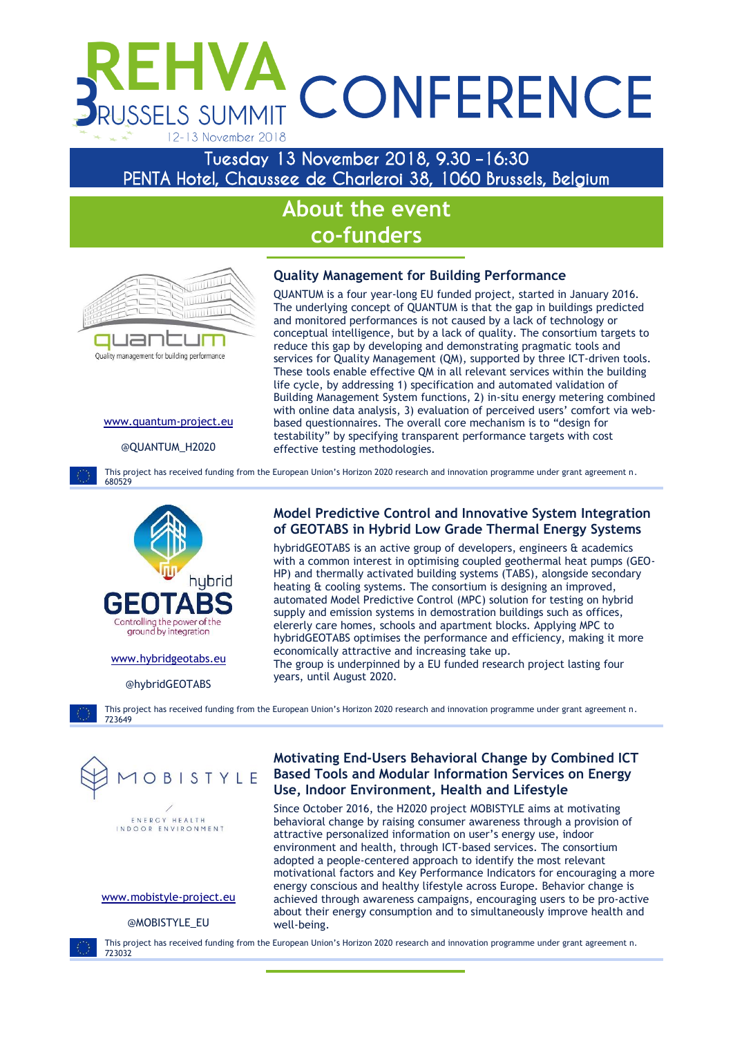# REHVA BRUSSELS SUMMIT CONFERENCE

12-13 November 2018

Tuesday 13 November 2018, 9.30 –16:30
PENTA Hotel, Chaussee de Charleroi 38, 1060 Brussels, Belgium

## About the event co-funders

quantum
Quality management for building performance

www.quantum-project.eu

@QUANTUM_H2020

### Quality Management for Building Performance

QUANTUM is a four year-long EU funded project, started in January 2016. The underlying concept of QUANTUM is that the gap in buildings predicted and monitored performances is not caused by a lack of technology or conceptual intelligence, but by a lack of quality. The consortium targets to reduce this gap by developing and demonstrating pragmatic tools and services for Quality Management (QM), supported by three ICT-driven tools. These tools enable effective QM in all relevant services within the building life cycle, by addressing 1) specification and automated validation of Building Management System functions, 2) in-situ energy metering combined with online data analysis, 3) evaluation of perceived users' comfort via web-based questionnaires. The overall core mechanism is to "design for testability" by specifying transparent performance targets with cost effective testing methodologies.

This project has received funding from the European Union's Horizon 2020 research and innovation programme under grant agreement n. 680529

hybrid GEOTABS
Controlling the power of the ground by integration

www.hybridgeotabs.eu

@hybridGEOTABS

### Model Predictive Control and Innovative System Integration of GEOTABS in Hybrid Low Grade Thermal Energy Systems

hybridGEOTABS is an active group of developers, engineers & academics with a common interest in optimising coupled geothermal heat pumps (GEO-HP) and thermally activated building systems (TABS), alongside secondary heating & cooling systems. The consortium is designing an improved, automated Model Predictive Control (MPC) solution for testing on hybrid supply and emission systems in demostration buildings such as offices, elererly care homes, schools and apartment blocks. Applying MPC to hybridGEOTABS optimises the performance and efficiency, making it more economically attractive and increasing take up.
The group is underpinned by a EU funded research project lasting four years, until August 2020.

This project has received funding from the European Union's Horizon 2020 research and innovation programme under grant agreement n. 723649

MOBISTYLE
ENERGY HEALTH
INDOOR ENVIRONMENT

www.mobistyle-project.eu

@MOBISTYLE_EU

### Motivating End-Users Behavioral Change by Combined ICT Based Tools and Modular Information Services on Energy Use, Indoor Environment, Health and Lifestyle

Since October 2016, the H2020 project MOBISTYLE aims at motivating behavioral change by raising consumer awareness through a provision of attractive personalized information on user's energy use, indoor environment and health, through ICT-based services. The consortium adopted a people-centered approach to identify the most relevant motivational factors and Key Performance Indicators for encouraging a more energy conscious and healthy lifestyle across Europe. Behavior change is achieved through awareness campaigns, encouraging users to be pro-active about their energy consumption and to simultaneously improve health and well-being.

This project has received funding from the European Union's Horizon 2020 research and innovation programme under grant agreement n. 723032